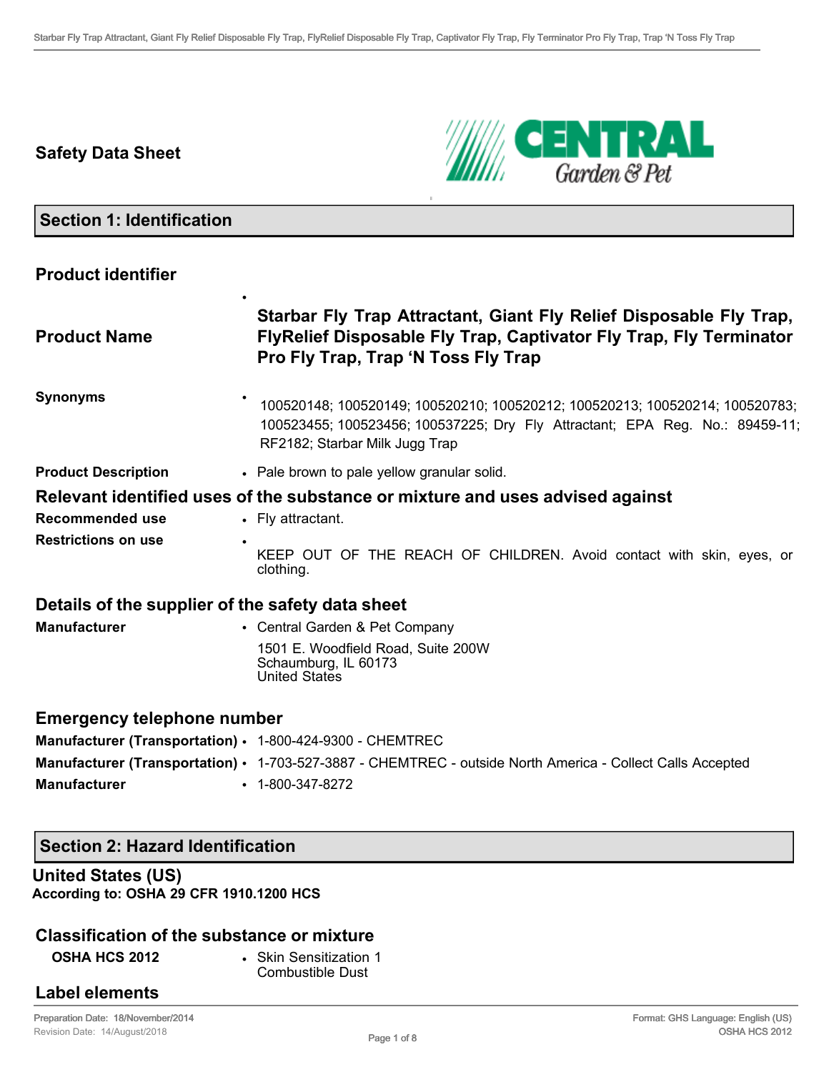## Safety Data Sheet

## Section 1: Identification

### Product identifier

**Product Name**
- **Starbar Fly Trap Attractant, Giant Fly Relief Disposable Fly Trap, FlyRelief Disposable Fly Trap, Captivator Fly Trap, Fly Terminator Pro Fly Trap, Trap 'N Toss Fly Trap**

**Synonyms**
- 100520148; 100520149; 100520210; 100520212; 100520213; 100520214; 100520783; 100523455; 100523456; 100537225; Dry Fly Attractant; EPA Reg. No.: 89459-11; RF2182; Starbar Milk Jugg Trap

**Product Description**
- Pale brown to pale yellow granular solid.

### Relevant identified uses of the substance or mixture and uses advised against

**Recommended use**
- Fly attractant.

**Restrictions on use**
- KEEP OUT OF THE REACH OF CHILDREN. Avoid contact with skin, eyes, or clothing.

### Details of the supplier of the safety data sheet

**Manufacturer**
- Central Garden & Pet Company
  1501 E. Woodfield Road, Suite 200W
  Schaumburg, IL 60173
  United States

### Emergency telephone number

**Manufacturer (Transportation)**
- 1-800-424-9300 - CHEMTREC

**Manufacturer (Transportation)**
- 1-703-527-3887 - CHEMTREC - outside North America - Collect Calls Accepted

**Manufacturer**
- 1-800-347-8272

## Section 2: Hazard Identification

### United States (US)

**According to: OSHA 29 CFR 1910.1200 HCS**

### Classification of the substance or mixture

**OSHA HCS 2012**
- Skin Sensitization 1
  Combustible Dust

### Label elements

Preparation Date: 18/November/2014
Revision Date: 14/August/2018

Format: GHS Language: English (US)
OSHA HCS 2012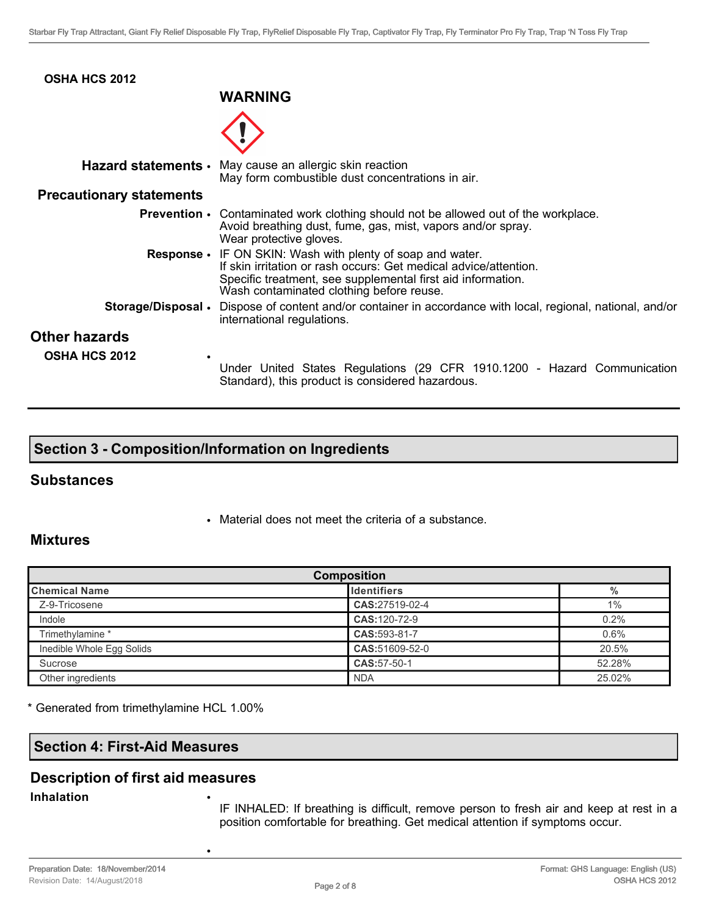**OSHA HCS 2012**

**WARNING**

**Hazard statements**
- May cause an allergic skin reaction
  May form combustible dust concentrations in air.

**Precautionary statements**

**Prevention**
- Contaminated work clothing should not be allowed out of the workplace.
  Avoid breathing dust, fume, gas, mist, vapors and/or spray.
  Wear protective gloves.

**Response**
- IF ON SKIN: Wash with plenty of soap and water.
  If skin irritation or rash occurs: Get medical advice/attention.
  Specific treatment, see supplemental first aid information.
  Wash contaminated clothing before reuse.

**Storage/Disposal**
- Dispose of content and/or container in accordance with local, regional, national, and/or international regulations.

## Other hazards

**OSHA HCS 2012**
- Under United States Regulations (29 CFR 1910.1200 - Hazard Communication Standard), this product is considered hazardous.

## Section 3 - Composition/Information on Ingredients

### Substances

- Material does not meet the criteria of a substance.

### Mixtures

| Composition | | |
|---|---|---|
| **Chemical Name** | **Identifiers** | **%** |
| Z-9-Tricosene | **CAS:**27519-02-4 | 1% |
| Indole | **CAS:**120-72-9 | 0.2% |
| Trimethylamine * | **CAS:**593-81-7 | 0.6% |
| Inedible Whole Egg Solids | **CAS:**51609-52-0 | 20.5% |
| Sucrose | **CAS:**57-50-1 | 52.28% |
| Other ingredients | NDA | 25.02% |

* Generated from trimethylamine HCL 1.00%

## Section 4: First-Aid Measures

### Description of first aid measures

**Inhalation**
- IF INHALED: If breathing is difficult, remove person to fresh air and keep at rest in a position comfortable for breathing. Get medical attention if symptoms occur.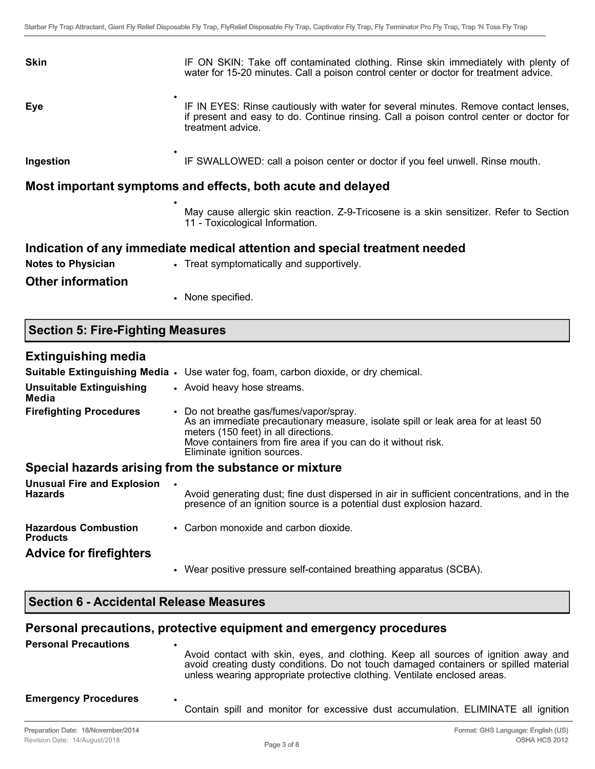**Skin**

IF ON SKIN: Take off contaminated clothing. Rinse skin immediately with plenty of water for 15-20 minutes. Call a poison control center or doctor for treatment advice.

**Eye**

- IF IN EYES: Rinse cautiously with water for several minutes. Remove contact lenses, if present and easy to do. Continue rinsing. Call a poison control center or doctor for treatment advice.

**Ingestion**

- IF SWALLOWED: call a poison center or doctor if you feel unwell. Rinse mouth.

## Most important symptoms and effects, both acute and delayed

- May cause allergic skin reaction. Z-9-Tricosene is a skin sensitizer. Refer to Section 11 - Toxicological Information.

## Indication of any immediate medical attention and special treatment needed

**Notes to Physician**
- Treat symptomatically and supportively.

## Other information

- None specified.

# Section 5: Fire-Fighting Measures

## Extinguishing media

**Suitable Extinguishing Media**
- Use water fog, foam, carbon dioxide, or dry chemical.

**Unsuitable Extinguishing Media**
- Avoid heavy hose streams.

**Firefighting Procedures**
- Do not breathe gas/fumes/vapor/spray.
  As an immediate precautionary measure, isolate spill or leak area for at least 50 meters (150 feet) in all directions.
  Move containers from fire area if you can do it without risk.
  Eliminate ignition sources.

## Special hazards arising from the substance or mixture

**Unusual Fire and Explosion Hazards**
- Avoid generating dust; fine dust dispersed in air in sufficient concentrations, and in the presence of an ignition source is a potential dust explosion hazard.

**Hazardous Combustion Products**
- Carbon monoxide and carbon dioxide.

## Advice for firefighters

- Wear positive pressure self-contained breathing apparatus (SCBA).

# Section 6 - Accidental Release Measures

## Personal precautions, protective equipment and emergency procedures

**Personal Precautions**
- Avoid contact with skin, eyes, and clothing. Keep all sources of ignition away and avoid creating dusty conditions. Do not touch damaged containers or spilled material unless wearing appropriate protective clothing. Ventilate enclosed areas.

**Emergency Procedures**
- Contain spill and monitor for excessive dust accumulation. ELIMINATE all ignition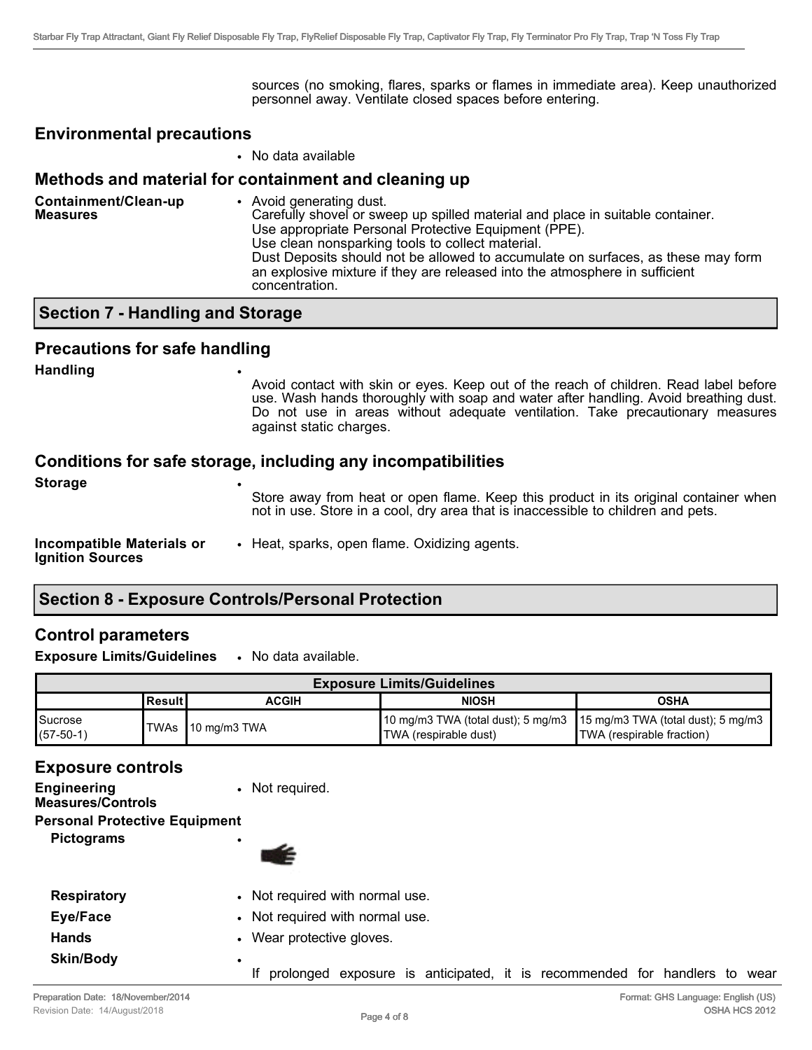sources (no smoking, flares, sparks or flames in immediate area). Keep unauthorized personnel away. Ventilate closed spaces before entering.

## Environmental precautions

- No data available

## Methods and material for containment and cleaning up

**Containment/Clean-up Measures**

- Avoid generating dust.
  Carefully shovel or sweep up spilled material and place in suitable container.
  Use appropriate Personal Protective Equipment (PPE).
  Use clean nonsparking tools to collect material.
  Dust Deposits should not be allowed to accumulate on surfaces, as these may form an explosive mixture if they are released into the atmosphere in sufficient concentration.

# Section 7 - Handling and Storage

## Precautions for safe handling

**Handling**

- Avoid contact with skin or eyes. Keep out of the reach of children. Read label before use. Wash hands thoroughly with soap and water after handling. Avoid breathing dust. Do not use in areas without adequate ventilation. Take precautionary measures against static charges.

## Conditions for safe storage, including any incompatibilities

**Storage**

- Store away from heat or open flame. Keep this product in its original container when not in use. Store in a cool, dry area that is inaccessible to children and pets.

**Incompatible Materials or Ignition Sources**

- Heat, sparks, open flame. Oxidizing agents.

# Section 8 - Exposure Controls/Personal Protection

## Control parameters

**Exposure Limits/Guidelines**

- No data available.

| Exposure Limits/Guidelines | | | | |
|---|---|---|---|---|
| | Result | ACGIH | NIOSH | OSHA |
| Sucrose (57-50-1) | TWAs | 10 mg/m3 TWA | 10 mg/m3 TWA (total dust); 5 mg/m3 TWA (respirable dust) | 15 mg/m3 TWA (total dust); 5 mg/m3 TWA (respirable fraction) |

## Exposure controls

**Engineering Measures/Controls**

- Not required.

**Personal Protective Equipment**

**Pictograms**

**Respiratory**

- Not required with normal use.

**Eye/Face**

- Not required with normal use.

**Hands**

- Wear protective gloves.

**Skin/Body**

- If prolonged exposure is anticipated, it is recommended for handlers to wear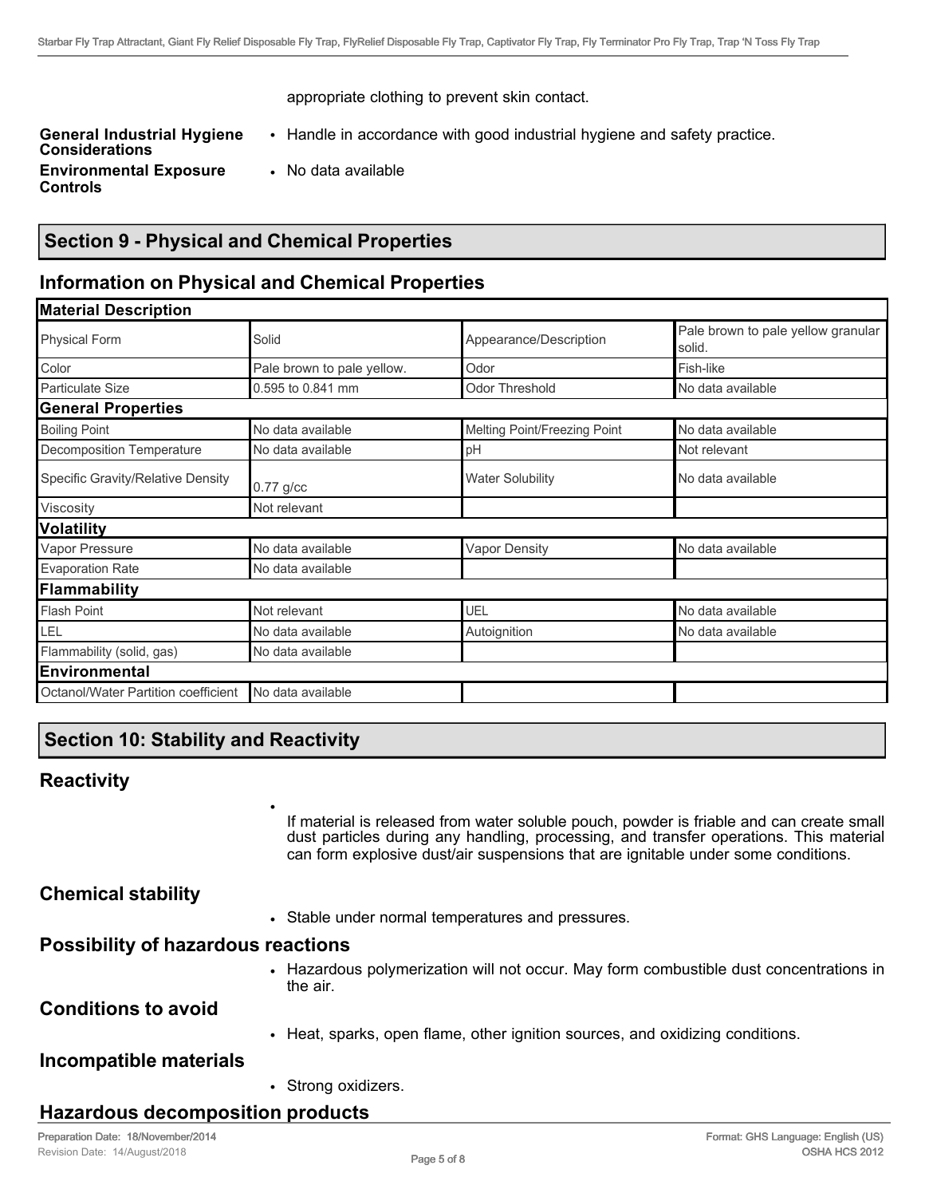appropriate clothing to prevent skin contact.

**General Industrial Hygiene Considerations**

- Handle in accordance with good industrial hygiene and safety practice.

**Environmental Exposure Controls**

- No data available

## Section 9 - Physical and Chemical Properties

### Information on Physical and Chemical Properties

| **Material Description** | | | |
|---|---|---|---|
| Physical Form | Solid | Appearance/Description | Pale brown to pale yellow granular solid. |
| Color | Pale brown to pale yellow. | Odor | Fish-like |
| Particulate Size | 0.595 to 0.841 mm | Odor Threshold | No data available |
| **General Properties** | | | |
| Boiling Point | No data available | Melting Point/Freezing Point | No data available |
| Decomposition Temperature | No data available | pH | Not relevant |
| Specific Gravity/Relative Density | 0.77 g/cc | Water Solubility | No data available |
| Viscosity | Not relevant | | |
| **Volatility** | | | |
| Vapor Pressure | No data available | Vapor Density | No data available |
| Evaporation Rate | No data available | | |
| **Flammability** | | | |
| Flash Point | Not relevant | UEL | No data available |
| LEL | No data available | Autoignition | No data available |
| Flammability (solid, gas) | No data available | | |
| **Environmental** | | | |
| Octanol/Water Partition coefficient | No data available | | |

## Section 10: Stability and Reactivity

### Reactivity

- If material is released from water soluble pouch, powder is friable and can create small dust particles during any handling, processing, and transfer operations. This material can form explosive dust/air suspensions that are ignitable under some conditions.

### Chemical stability

- Stable under normal temperatures and pressures.

### Possibility of hazardous reactions

- Hazardous polymerization will not occur. May form combustible dust concentrations in the air.

### Conditions to avoid

- Heat, sparks, open flame, other ignition sources, and oxidizing conditions.

### Incompatible materials

- Strong oxidizers.

### Hazardous decomposition products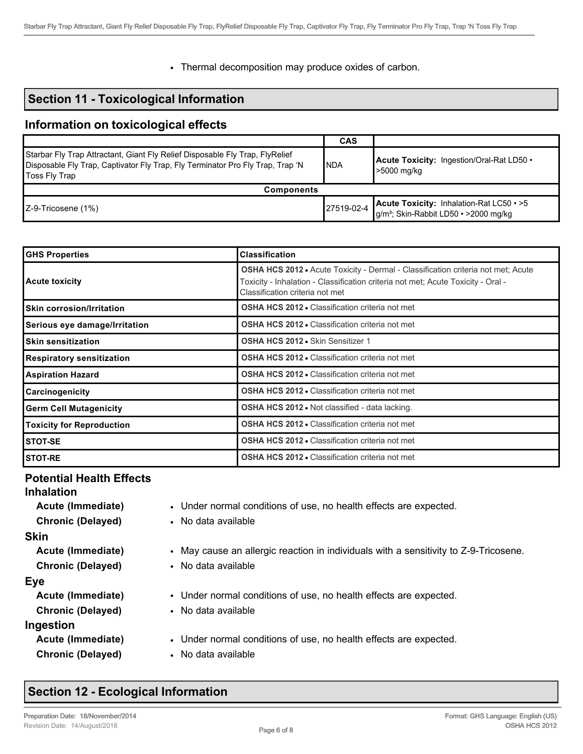- Thermal decomposition may produce oxides of carbon.

## Section 11 - Toxicological Information

### Information on toxicological effects

| | CAS | |
|---|---|---|
| Starbar Fly Trap Attractant, Giant Fly Relief Disposable Fly Trap, FlyRelief Disposable Fly Trap, Captivator Fly Trap, Fly Terminator Pro Fly Trap, Trap 'N Toss Fly Trap | NDA | **Acute Toxicity:** Ingestion/Oral-Rat LD50 • >5000 mg/kg |
| **Components** | | |
| Z-9-Tricosene (1%) | 27519-02-4 | **Acute Toxicity:** Inhalation-Rat LC50 • >5 g/m³; Skin-Rabbit LD50 • >2000 mg/kg |

| GHS Properties | Classification |
|---|---|
| Acute toxicity | **OSHA HCS 2012** • Acute Toxicity - Dermal - Classification criteria not met; Acute Toxicity - Inhalation - Classification criteria not met; Acute Toxicity - Oral - Classification criteria not met |
| Skin corrosion/Irritation | **OSHA HCS 2012** • Classification criteria not met |
| Serious eye damage/Irritation | **OSHA HCS 2012** • Classification criteria not met |
| Skin sensitization | **OSHA HCS 2012** • Skin Sensitizer 1 |
| Respiratory sensitization | **OSHA HCS 2012** • Classification criteria not met |
| Aspiration Hazard | **OSHA HCS 2012** • Classification criteria not met |
| Carcinogenicity | **OSHA HCS 2012** • Classification criteria not met |
| Germ Cell Mutagenicity | **OSHA HCS 2012** • Not classified - data lacking. |
| Toxicity for Reproduction | **OSHA HCS 2012** • Classification criteria not met |
| STOT-SE | **OSHA HCS 2012** • Classification criteria not met |
| STOT-RE | **OSHA HCS 2012** • Classification criteria not met |

### Potential Health Effects

**Inhalation**

- **Acute (Immediate)**
  - Under normal conditions of use, no health effects are expected.
- **Chronic (Delayed)**
  - No data available

**Skin**

- **Acute (Immediate)**
  - May cause an allergic reaction in individuals with a sensitivity to Z-9-Tricosene.
- **Chronic (Delayed)**
  - No data available

**Eye**

- **Acute (Immediate)**
  - Under normal conditions of use, no health effects are expected.
- **Chronic (Delayed)**
  - No data available

**Ingestion**

- **Acute (Immediate)**
  - Under normal conditions of use, no health effects are expected.
- **Chronic (Delayed)**
  - No data available

## Section 12 - Ecological Information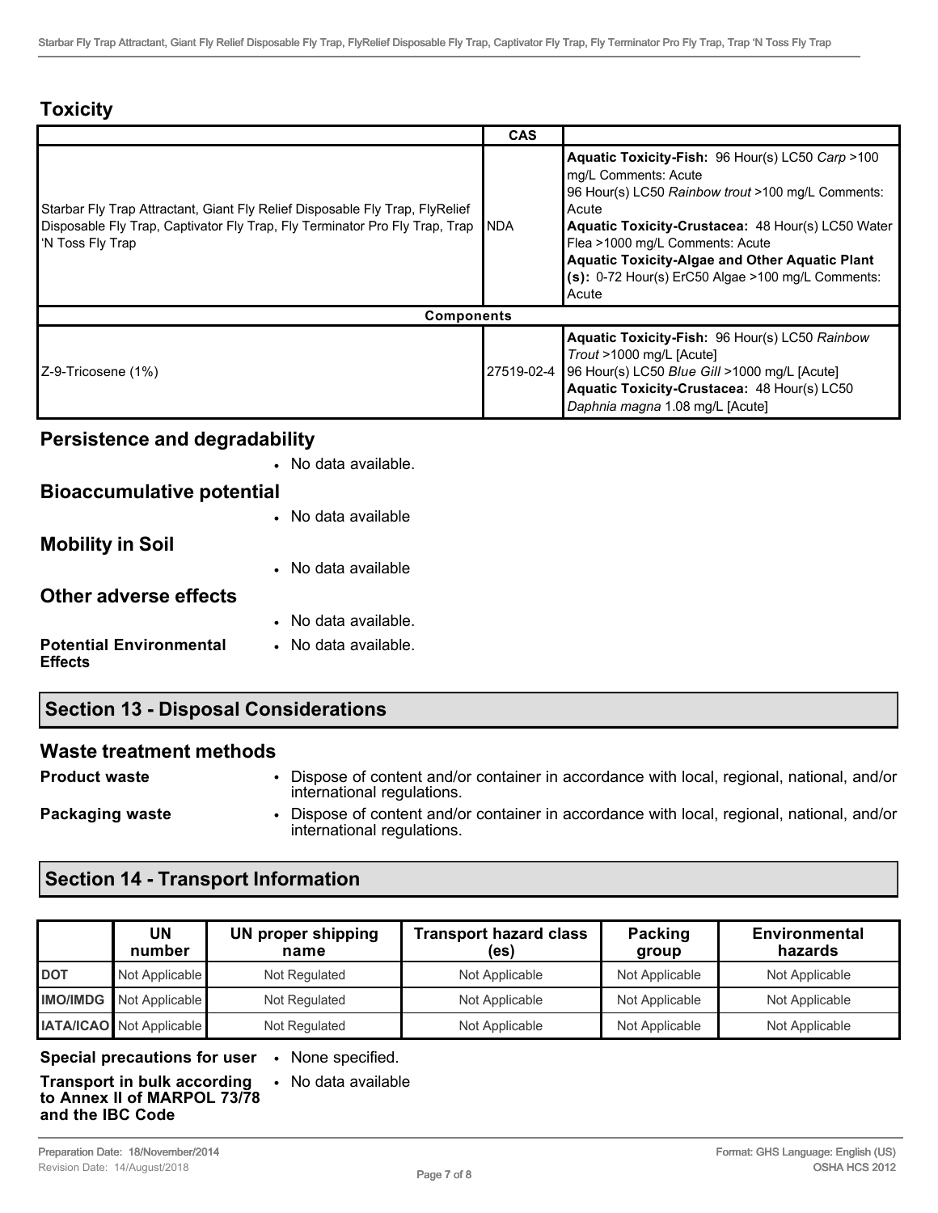## Toxicity

| | CAS | |
|---|---|---|
| Starbar Fly Trap Attractant, Giant Fly Relief Disposable Fly Trap, FlyRelief Disposable Fly Trap, Captivator Fly Trap, Fly Terminator Pro Fly Trap, Trap 'N Toss Fly Trap | NDA | **Aquatic Toxicity-Fish:** 96 Hour(s) LC50 *Carp* >100 mg/L Comments: Acute<br>96 Hour(s) LC50 *Rainbow trout* >100 mg/L Comments: Acute<br>**Aquatic Toxicity-Crustacea:** 48 Hour(s) LC50 Water Flea >1000 mg/L Comments: Acute<br>**Aquatic Toxicity-Algae and Other Aquatic Plant (s):** 0-72 Hour(s) ErC50 Algae >100 mg/L Comments: Acute |
| **Components** | | |
| Z-9-Tricosene (1%) | 27519-02-4 | **Aquatic Toxicity-Fish:** 96 Hour(s) LC50 *Rainbow Trout* >1000 mg/L [Acute]<br>96 Hour(s) LC50 *Blue Gill* >1000 mg/L [Acute]<br>**Aquatic Toxicity-Crustacea:** 48 Hour(s) LC50 *Daphnia magna* 1.08 mg/L [Acute] |

## Persistence and degradability

- No data available.

## Bioaccumulative potential

- No data available

## Mobility in Soil

- No data available

## Other adverse effects

- No data available.

**Potential Environmental Effects**
- No data available.

## Section 13 - Disposal Considerations

### Waste treatment methods

**Product waste**
- Dispose of content and/or container in accordance with local, regional, national, and/or international regulations.

**Packaging waste**
- Dispose of content and/or container in accordance with local, regional, national, and/or international regulations.

## Section 14 - Transport Information

| | UN number | UN proper shipping name | Transport hazard class (es) | Packing group | Environmental hazards |
|---|---|---|---|---|---|
| **DOT** | Not Applicable | Not Regulated | Not Applicable | Not Applicable | Not Applicable |
| **IMO/IMDG** | Not Applicable | Not Regulated | Not Applicable | Not Applicable | Not Applicable |
| **IATA/ICAO** | Not Applicable | Not Regulated | Not Applicable | Not Applicable | Not Applicable |

**Special precautions for user**
- None specified.

**Transport in bulk according to Annex II of MARPOL 73/78 and the IBC Code**
- No data available

Preparation Date: 18/November/2014
Revision Date: 14/August/2018

Format: GHS Language: English (US)
OSHA HCS 2012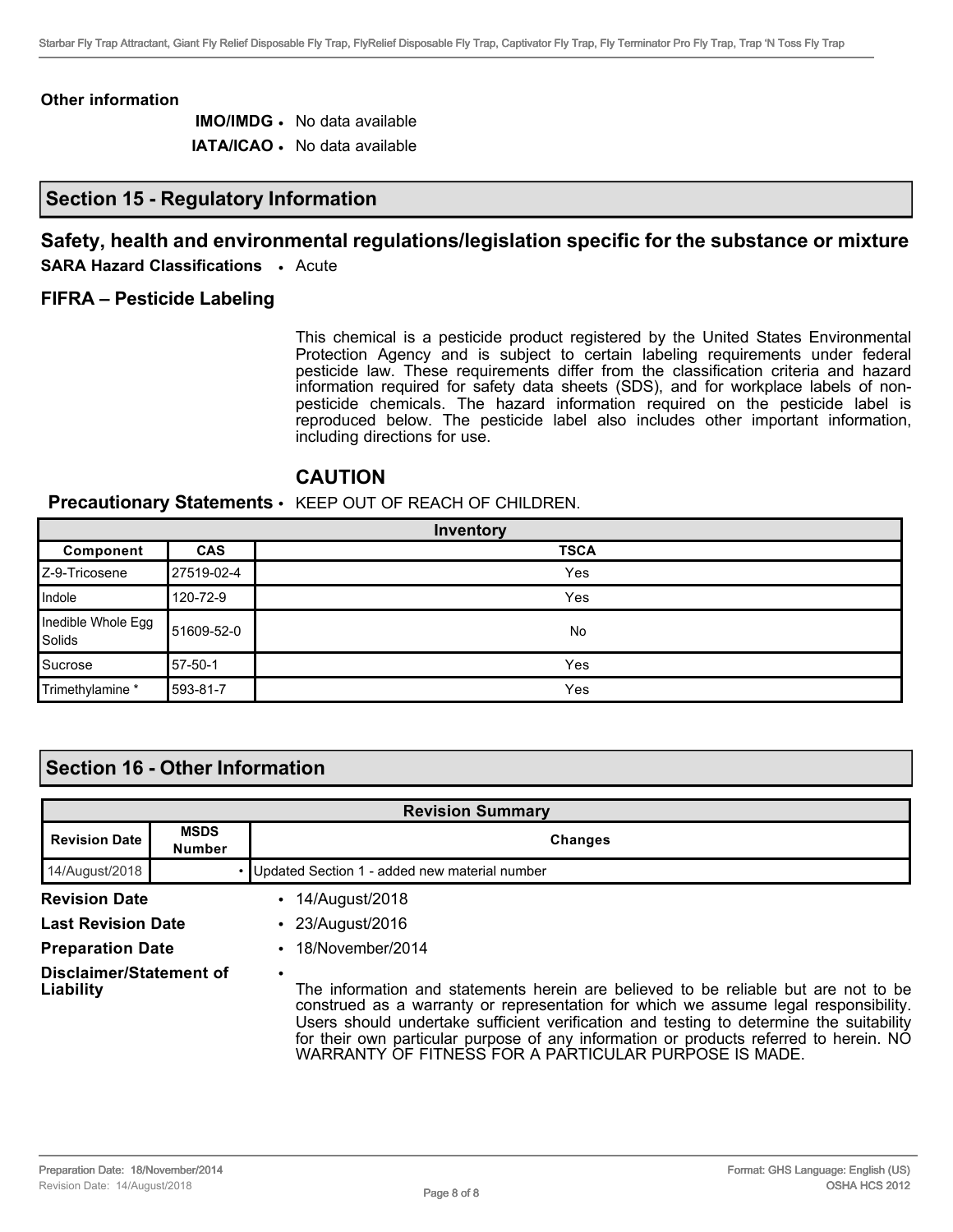**Other information**

**IMO/IMDG** • No data available

**IATA/ICAO** • No data available

## Section 15 - Regulatory Information

### Safety, health and environmental regulations/legislation specific for the substance or mixture

**SARA Hazard Classifications** • Acute

### FIFRA – Pesticide Labeling

This chemical is a pesticide product registered by the United States Environmental Protection Agency and is subject to certain labeling requirements under federal pesticide law. These requirements differ from the classification criteria and hazard information required for safety data sheets (SDS), and for workplace labels of non-pesticide chemicals. The hazard information required on the pesticide label is reproduced below. The pesticide label also includes other important information, including directions for use.

### CAUTION

**Precautionary Statements** • KEEP OUT OF REACH OF CHILDREN.

| Inventory | | |
|---|---|---|
| **Component** | **CAS** | **TSCA** |
| Z-9-Tricosene | 27519-02-4 | Yes |
| Indole | 120-72-9 | Yes |
| Inedible Whole Egg Solids | 51609-52-0 | No |
| Sucrose | 57-50-1 | Yes |
| Trimethylamine * | 593-81-7 | Yes |

## Section 16 - Other Information

| Revision Summary | | |
|---|---|---|
| **Revision Date** | **MSDS Number** | **Changes** |
| 14/August/2018 | | • Updated Section 1 - added new material number |

**Revision Date** • 14/August/2018

**Last Revision Date** • 23/August/2016

**Preparation Date** • 18/November/2014

**Disclaimer/Statement of Liability** • The information and statements herein are believed to be reliable but are not to be construed as a warranty or representation for which we assume legal responsibility. Users should undertake sufficient verification and testing to determine the suitability for their own particular purpose of any information or products referred to herein. NO WARRANTY OF FITNESS FOR A PARTICULAR PURPOSE IS MADE.